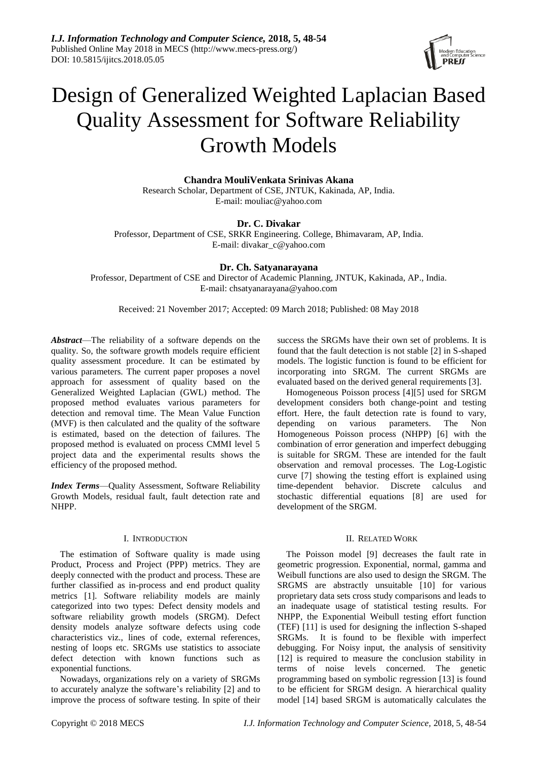# Design of Generalized Weighted Laplacian Based Quality Assessment for Software Reliability Growth Models

**Chandra MouliVenkata Srinivas Akana**
Research Scholar, Department of CSE, JNTUK, Kakinada, AP, India.
E-mail: mouliac@yahoo.com

**Dr. C. Divakar**
Professor, Department of CSE, SRKR Engineering. College, Bhimavaram, AP, India.
E-mail: divakar_c@yahoo.com

**Dr. Ch. Satyanarayana**
Professor, Department of CSE and Director of Academic Planning, JNTUK, Kakinada, AP., India.
E-mail: chsatyanarayana@yahoo.com

Received: 21 November 2017; Accepted: 09 March 2018; Published: 08 May 2018

***Abstract***—The reliability of a software depends on the quality. So, the software growth models require efficient quality assessment procedure. It can be estimated by various parameters. The current paper proposes a novel approach for assessment of quality based on the Generalized Weighted Laplacian (GWL) method. The proposed method evaluates various parameters for detection and removal time. The Mean Value Function (MVF) is then calculated and the quality of the software is estimated, based on the detection of failures. The proposed method is evaluated on process CMMI level 5 project data and the experimental results shows the efficiency of the proposed method.

***Index Terms***—Quality Assessment, Software Reliability Growth Models, residual fault, fault detection rate and NHPP.

## I. INTRODUCTION

The estimation of Software quality is made using Product, Process and Project (PPP) metrics. They are deeply connected with the product and process. These are further classified as in-process and end product quality metrics [1]. Software reliability models are mainly categorized into two types: Defect density models and software reliability growth models (SRGM). Defect density models analyze software defects using code characteristics viz., lines of code, external references, nesting of loops etc. SRGMs use statistics to associate defect detection with known functions such as exponential functions.

Nowadays, organizations rely on a variety of SRGMs to accurately analyze the software's reliability [2] and to improve the process of software testing. In spite of their success the SRGMs have their own set of problems. It is found that the fault detection is not stable [2] in S-shaped models. The logistic function is found to be efficient for incorporating into SRGM. The current SRGMs are evaluated based on the derived general requirements [3].

Homogeneous Poisson process [4][5] used for SRGM development considers both change-point and testing effort. Here, the fault detection rate is found to vary, depending on various parameters. The Non Homogeneous Poisson process (NHPP) [6] with the combination of error generation and imperfect debugging is suitable for SRGM. These are intended for the fault observation and removal processes. The Log-Logistic curve [7] showing the testing effort is explained using time-dependent behavior. Discrete calculus and stochastic differential equations [8] are used for development of the SRGM.

## II. RELATED WORK

The Poisson model [9] decreases the fault rate in geometric progression. Exponential, normal, gamma and Weibull functions are also used to design the SRGM. The SRGMS are abstractly unsuitable [10] for various proprietary data sets cross study comparisons and leads to an inadequate usage of statistical testing results. For NHPP, the Exponential Weibull testing effort function (TEF) [11] is used for designing the inflection S-shaped SRGMs. It is found to be flexible with imperfect debugging. For Noisy input, the analysis of sensitivity [12] is required to measure the conclusion stability in terms of noise levels concerned. The genetic programming based on symbolic regression [13] is found to be efficient for SRGM design. A hierarchical quality model [14] based SRGM is automatically calculates the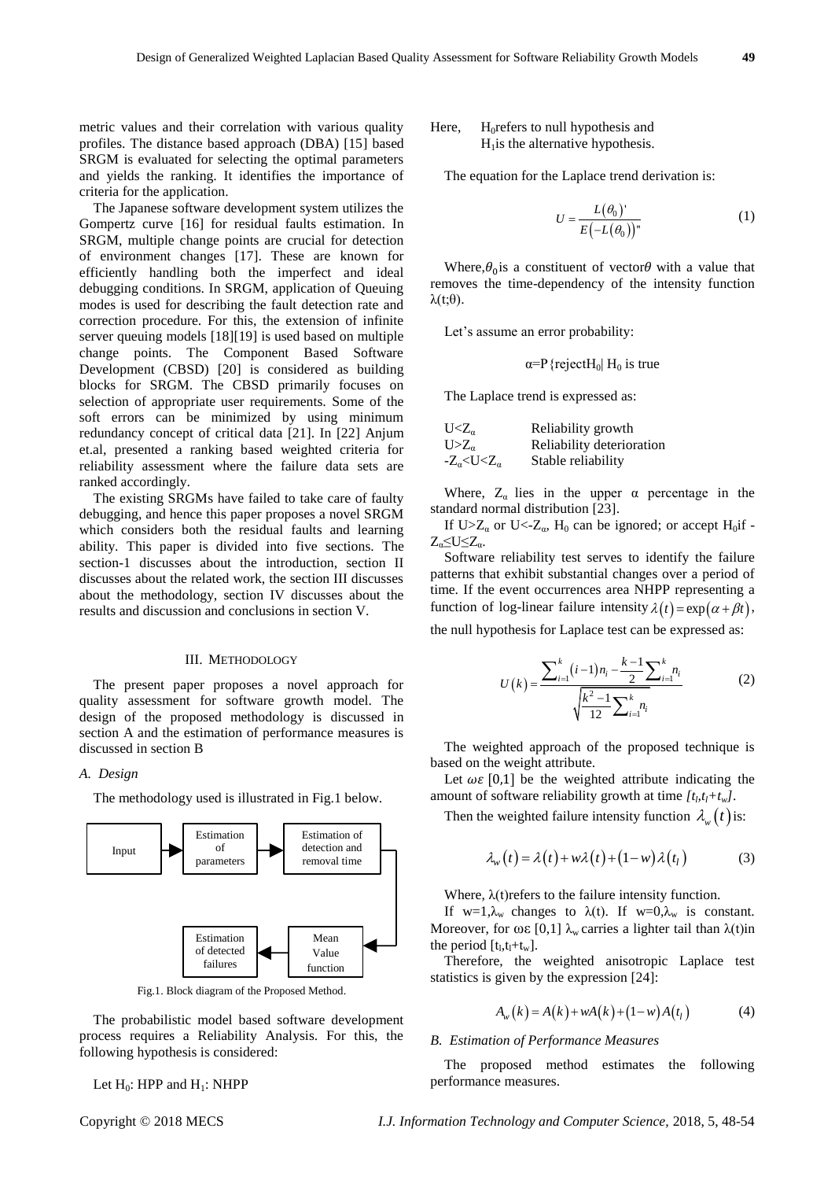metric values and their correlation with various quality profiles. The distance based approach (DBA) [15] based SRGM is evaluated for selecting the optimal parameters and yields the ranking. It identifies the importance of criteria for the application.

The Japanese software development system utilizes the Gompertz curve [16] for residual faults estimation. In SRGM, multiple change points are crucial for detection of environment changes [17]. These are known for efficiently handling both the imperfect and ideal debugging conditions. In SRGM, application of Queuing modes is used for describing the fault detection rate and correction procedure. For this, the extension of infinite server queuing models [18][19] is used based on multiple change points. The Component Based Software Development (CBSD) [20] is considered as building blocks for SRGM. The CBSD primarily focuses on selection of appropriate user requirements. Some of the soft errors can be minimized by using minimum redundancy concept of critical data [21]. In [22] Anjum et.al, presented a ranking based weighted criteria for reliability assessment where the failure data sets are ranked accordingly.

The existing SRGMs have failed to take care of faulty debugging, and hence this paper proposes a novel SRGM which considers both the residual faults and learning ability. This paper is divided into five sections. The section-1 discusses about the introduction, section II discusses about the related work, the section III discusses about the methodology, section IV discusses about the results and discussion and conclusions in section V.

## III. Methodology

The present paper proposes a novel approach for quality assessment for software growth model. The design of the proposed methodology is discussed in section A and the estimation of performance measures is discussed in section B

### *A. Design*

The methodology used is illustrated in Fig.1 below.

Input → Estimation of parameters → Estimation of detection and removal time → Mean Value function → Estimation of detected failures

Fig.1. Block diagram of the Proposed Method.

The probabilistic model based software development process requires a Reliability Analysis. For this, the following hypothesis is considered:

Let $H_0$: HPP and $H_1$: NHPP

Here, $H_0$ refers to null hypothesis and $H_1$ is the alternative hypothesis.

The equation for the Laplace trend derivation is:

$$U = \frac{L(\theta_0)'}{E\left(-L(\theta_0)\right)''} \tag{1}$$

Where, $\theta_0$ is a constituent of vector $\theta$ with a value that removes the time-dependency of the intensity function $\lambda(t;\theta)$.

Let's assume an error probability:

$$\alpha = P\{\text{reject} H_0 | \ H_0 \text{ is true}$$

The Laplace trend is expressed as:

| | |
|---|---|
| $U<Z_\alpha$ | Reliability growth |
| $U>Z_\alpha$ | Reliability deterioration |
| $-Z_\alpha<U<Z_\alpha$ | Stable reliability |

Where, $Z_\alpha$ lies in the upper $\alpha$ percentage in the standard normal distribution [23].

If $U>Z_\alpha$ or $U<-Z_\alpha$, $H_0$ can be ignored; or accept $H_0$ if $-Z_\alpha \le U \le Z_\alpha$.

Software reliability test serves to identify the failure patterns that exhibit substantial changes over a period of time. If the event occurrences area NHPP representing a function of log-linear failure intensity $\lambda(t) = \exp(\alpha + \beta t)$, the null hypothesis for Laplace test can be expressed as:

$$U(k) = \frac{\sum_{i=1}^{k}(i-1)n_i - \frac{k-1}{2}\sum_{i=1}^{k} n_i}{\sqrt{\frac{k^2-1}{12}\sum_{i=1}^{k} n_i}} \tag{2}$$

The weighted approach of the proposed technique is based on the weight attribute.

Let $\omega\varepsilon$ [0,1] be the weighted attribute indicating the amount of software reliability growth at time $[t_l, t_l+t_w]$.

Then the weighted failure intensity function $\lambda_w(t)$ is:

$$\lambda_w(t) = \lambda(t) + w\lambda(t) + (1-w)\lambda(t_l) \tag{3}$$

Where, $\lambda(t)$ refers to the failure intensity function.

If $w=1$, $\lambda_w$ changes to $\lambda(t)$. If $w=0$, $\lambda_w$ is constant. Moreover, for $\omega\varepsilon$ [0,1] $\lambda_w$ carries a lighter tail than $\lambda(t)$ in the period $[t_l, t_l+t_w]$.

Therefore, the weighted anisotropic Laplace test statistics is given by the expression [24]:

$$A_w(k) = A(k) + wA(k) + (1-w)A(t_l) \tag{4}$$

### *B. Estimation of Performance Measures*

The proposed method estimates the following performance measures.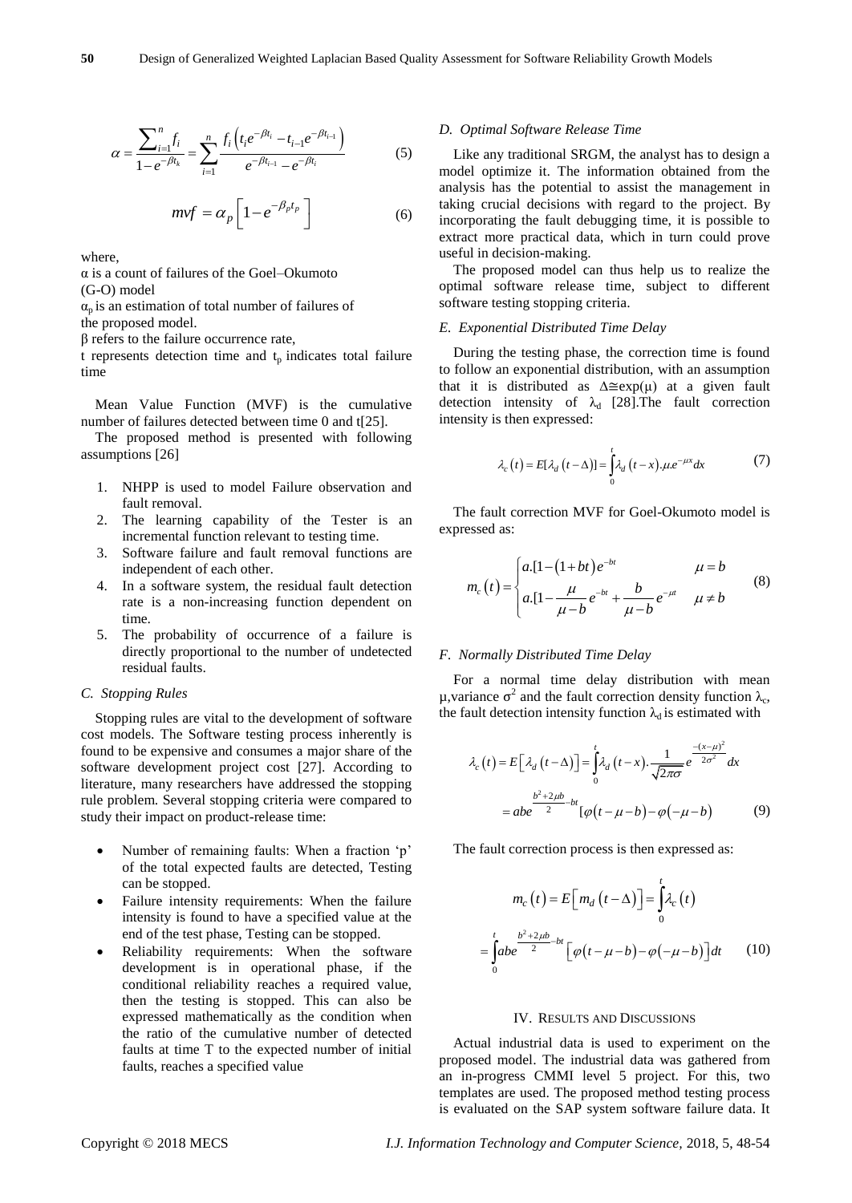$$\alpha = \frac{\sum_{i=1}^{n} f_i}{1-e^{-\beta t_k}} = \sum_{i=1}^{n} \frac{f_i\left(t_i e^{-\beta t_i} - t_{i-1} e^{-\beta t_{i-1}}\right)}{e^{-\beta t_{i-1}} - e^{-\beta t_i}} \tag{5}$$

$$mvf = \alpha_p\left[1-e^{-\beta_p t_p}\right] \tag{6}$$

where,

α is a count of failures of the Goel–Okumoto (G-O) model

$\alpha_p$ is an estimation of total number of failures of the proposed model.

β refers to the failure occurrence rate,

t represents detection time and $t_p$ indicates total failure time

Mean Value Function (MVF) is the cumulative number of failures detected between time 0 and t[25].

The proposed method is presented with following assumptions [26]

1. NHPP is used to model Failure observation and fault removal.
2. The learning capability of the Tester is an incremental function relevant to testing time.
3. Software failure and fault removal functions are independent of each other.
4. In a software system, the residual fault detection rate is a non-increasing function dependent on time.
5. The probability of occurrence of a failure is directly proportional to the number of undetected residual faults.

### C. Stopping Rules

Stopping rules are vital to the development of software cost models. The Software testing process inherently is found to be expensive and consumes a major share of the software development project cost [27]. According to literature, many researchers have addressed the stopping rule problem. Several stopping criteria were compared to study their impact on product-release time:

- Number of remaining faults: When a fraction 'p' of the total expected faults are detected, Testing can be stopped.
- Failure intensity requirements: When the failure intensity is found to have a specified value at the end of the test phase, Testing can be stopped.
- Reliability requirements: When the software development is in operational phase, if the conditional reliability reaches a required value, then the testing is stopped. This can also be expressed mathematically as the condition when the ratio of the cumulative number of detected faults at time T to the expected number of initial faults, reaches a specified value

### D. Optimal Software Release Time

Like any traditional SRGM, the analyst has to design a model optimize it. The information obtained from the analysis has the potential to assist the management in taking crucial decisions with regard to the project. By incorporating the fault debugging time, it is possible to extract more practical data, which in turn could prove useful in decision-making.

The proposed model can thus help us to realize the optimal software release time, subject to different software testing stopping criteria.

### E. Exponential Distributed Time Delay

During the testing phase, the correction time is found to follow an exponential distribution, with an assumption that it is distributed as Δ≅exp(μ) at a given fault detection intensity of $\lambda_d$ [28].The fault correction intensity is then expressed:

$$\lambda_c(t) = E[\lambda_d(t-\Delta)] = \int_0^t \lambda_d(t-x).\mu.e^{-\mu x}dx \tag{7}$$

The fault correction MVF for Goel-Okumoto model is expressed as:

$$m_c(t) = \begin{cases} a.[1-(1+bt)e^{-bt} & \mu = b \\ a.[1-\dfrac{\mu}{\mu-b}e^{-bt} + \dfrac{b}{\mu-b}e^{-\mu t} & \mu \neq b \end{cases} \tag{8}$$

### F. Normally Distributed Time Delay

For a normal time delay distribution with mean μ,variance $\sigma^2$ and the fault correction density function $\lambda_c$, the fault detection intensity function $\lambda_d$ is estimated with

$$\lambda_c(t) = E\left[\lambda_d(t-\Delta)\right] = \int_0^t \lambda_d(t-x).\frac{1}{\sqrt{2\pi\sigma}}e^{\frac{-(x-\mu)^2}{2\sigma^2}}dx$$
$$= abe^{\frac{b^2+2\mu b}{2}-bt}[\varphi(t-\mu-b)-\varphi(-\mu-b) \tag{9}$$

The fault correction process is then expressed as:

$$m_c(t) = E\left[m_d(t-\Delta)\right] = \int_0^t \lambda_c(t)$$
$$= \int_0^t abe^{\frac{b^2+2\mu b}{2}-bt}\left[\varphi(t-\mu-b)-\varphi(-\mu-b)\right]dt \tag{10}$$

## IV. Results and Discussions

Actual industrial data is used to experiment on the proposed model. The industrial data was gathered from an in-progress CMMI level 5 project. For this, two templates are used. The proposed method testing process is evaluated on the SAP system software failure data. It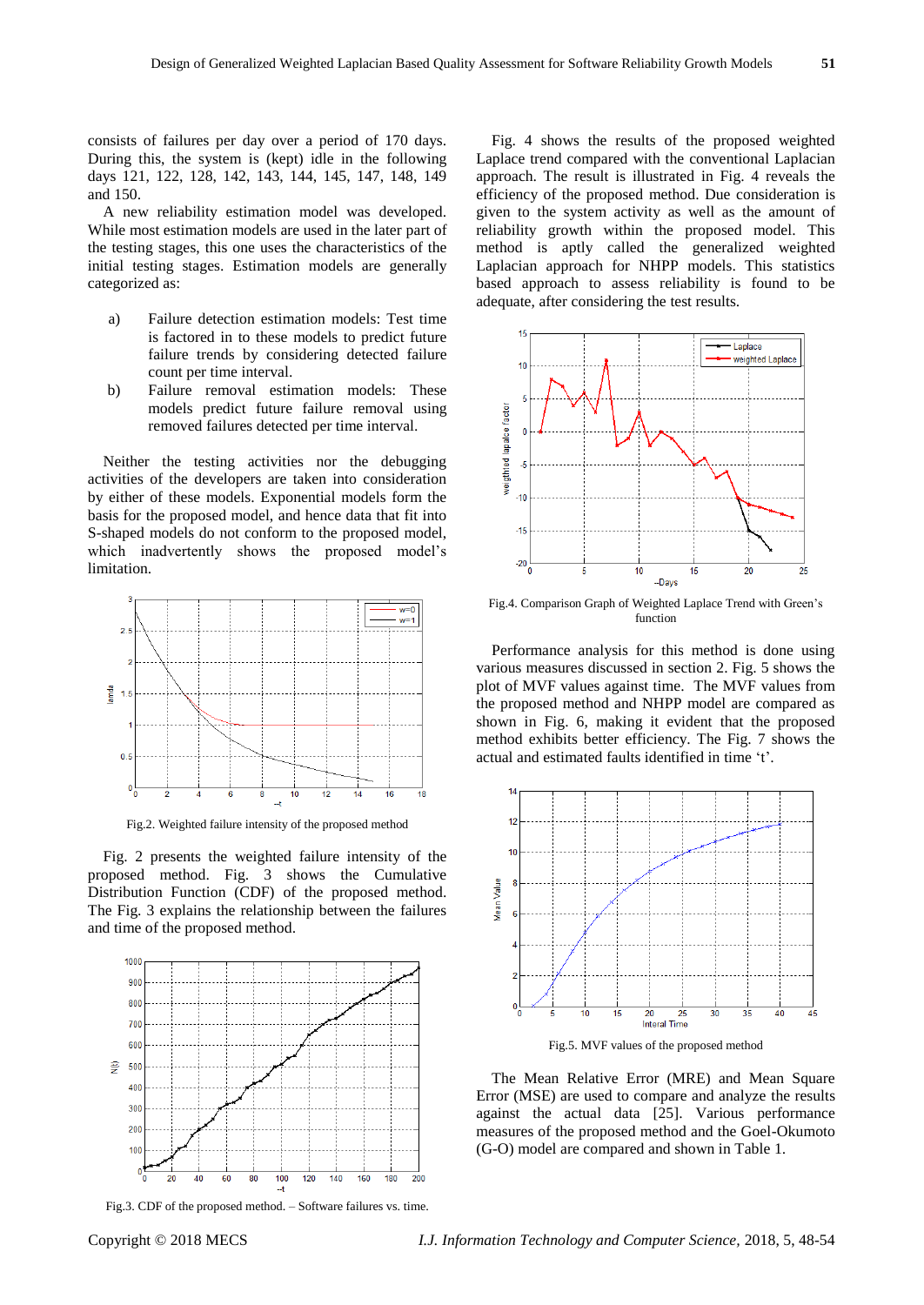consists of failures per day over a period of 170 days. During this, the system is (kept) idle in the following days 121, 122, 128, 142, 143, 144, 145, 147, 148, 149 and 150.

A new reliability estimation model was developed. While most estimation models are used in the later part of the testing stages, this one uses the characteristics of the initial testing stages. Estimation models are generally categorized as:

a) Failure detection estimation models: Test time is factored in to these models to predict future failure trends by considering detected failure count per time interval.

b) Failure removal estimation models: These models predict future failure removal using removed failures detected per time interval.

Neither the testing activities nor the debugging activities of the developers are taken into consideration by either of these models. Exponential models form the basis for the proposed model, and hence data that fit into S-shaped models do not conform to the proposed model, which inadvertently shows the proposed model's limitation.

Fig.2. Weighted failure intensity of the proposed method

Fig. 2 presents the weighted failure intensity of the proposed method. Fig. 3 shows the Cumulative Distribution Function (CDF) of the proposed method. The Fig. 3 explains the relationship between the failures and time of the proposed method.

Fig.3. CDF of the proposed method. – Software failures vs. time.

Fig. 4 shows the results of the proposed weighted Laplace trend compared with the conventional Laplacian approach. The result is illustrated in Fig. 4 reveals the efficiency of the proposed method. Due consideration is given to the system activity as well as the amount of reliability growth within the proposed model. This method is aptly called the generalized weighted Laplacian approach for NHPP models. This statistics based approach to assess reliability is found to be adequate, after considering the test results.

Fig.4. Comparison Graph of Weighted Laplace Trend with Green's function

Performance analysis for this method is done using various measures discussed in section 2. Fig. 5 shows the plot of MVF values against time. The MVF values from the proposed method and NHPP model are compared as shown in Fig. 6, making it evident that the proposed method exhibits better efficiency. The Fig. 7 shows the actual and estimated faults identified in time 't'.

Fig.5. MVF values of the proposed method

The Mean Relative Error (MRE) and Mean Square Error (MSE) are used to compare and analyze the results against the actual data [25]. Various performance measures of the proposed method and the Goel-Okumoto (G-O) model are compared and shown in Table 1.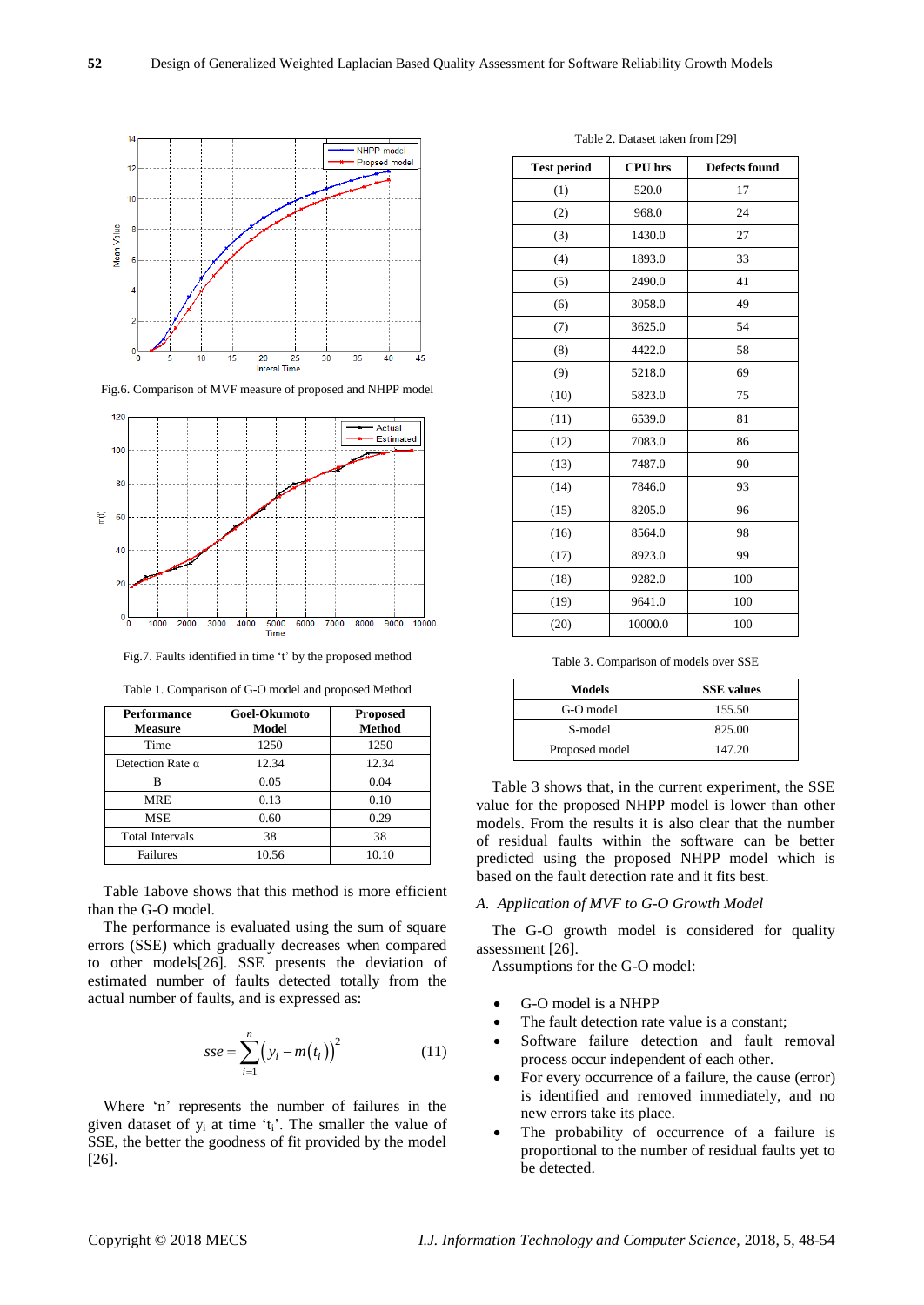Fig.6. Comparison of MVF measure of proposed and NHPP model

Fig.7. Faults identified in time 't' by the proposed method

Table 1. Comparison of G-O model and proposed Method

| Performance Measure | Goel-Okumoto Model | Proposed Method |
|---|---|---|
| Time | 1250 | 1250 |
| Detection Rate α | 12.34 | 12.34 |
| B | 0.05 | 0.04 |
| MRE | 0.13 | 0.10 |
| MSE | 0.60 | 0.29 |
| Total Intervals | 38 | 38 |
| Failures | 10.56 | 10.10 |

Table 1above shows that this method is more efficient than the G-O model.

The performance is evaluated using the sum of square errors (SSE) which gradually decreases when compared to other models[26]. SSE presents the deviation of estimated number of faults detected totally from the actual number of faults, and is expressed as:

$$sse = \sum_{i=1}^{n} \left(y_i - m(t_i)\right)^2 \tag{11}$$

Where 'n' represents the number of failures in the given dataset of $y_i$ at time '$t_i$'. The smaller the value of SSE, the better the goodness of fit provided by the model [26].

Table 2. Dataset taken from [29]

| Test period | CPU hrs | Defects found |
|---|---|---|
| (1) | 520.0 | 17 |
| (2) | 968.0 | 24 |
| (3) | 1430.0 | 27 |
| (4) | 1893.0 | 33 |
| (5) | 2490.0 | 41 |
| (6) | 3058.0 | 49 |
| (7) | 3625.0 | 54 |
| (8) | 4422.0 | 58 |
| (9) | 5218.0 | 69 |
| (10) | 5823.0 | 75 |
| (11) | 6539.0 | 81 |
| (12) | 7083.0 | 86 |
| (13) | 7487.0 | 90 |
| (14) | 7846.0 | 93 |
| (15) | 8205.0 | 96 |
| (16) | 8564.0 | 98 |
| (17) | 8923.0 | 99 |
| (18) | 9282.0 | 100 |
| (19) | 9641.0 | 100 |
| (20) | 10000.0 | 100 |

Table 3. Comparison of models over SSE

| Models | SSE values |
|---|---|
| G-O model | 155.50 |
| S-model | 825.00 |
| Proposed model | 147.20 |

Table 3 shows that, in the current experiment, the SSE value for the proposed NHPP model is lower than other models. From the results it is also clear that the number of residual faults within the software can be better predicted using the proposed NHPP model which is based on the fault detection rate and it fits best.

*A. Application of MVF to G-O Growth Model*

The G-O growth model is considered for quality assessment [26].

Assumptions for the G-O model:

- G-O model is a NHPP
- The fault detection rate value is a constant;
- Software failure detection and fault removal process occur independent of each other.
- For every occurrence of a failure, the cause (error) is identified and removed immediately, and no new errors take place.
- The probability of occurrence of a failure is proportional to the number of residual faults yet to be detected.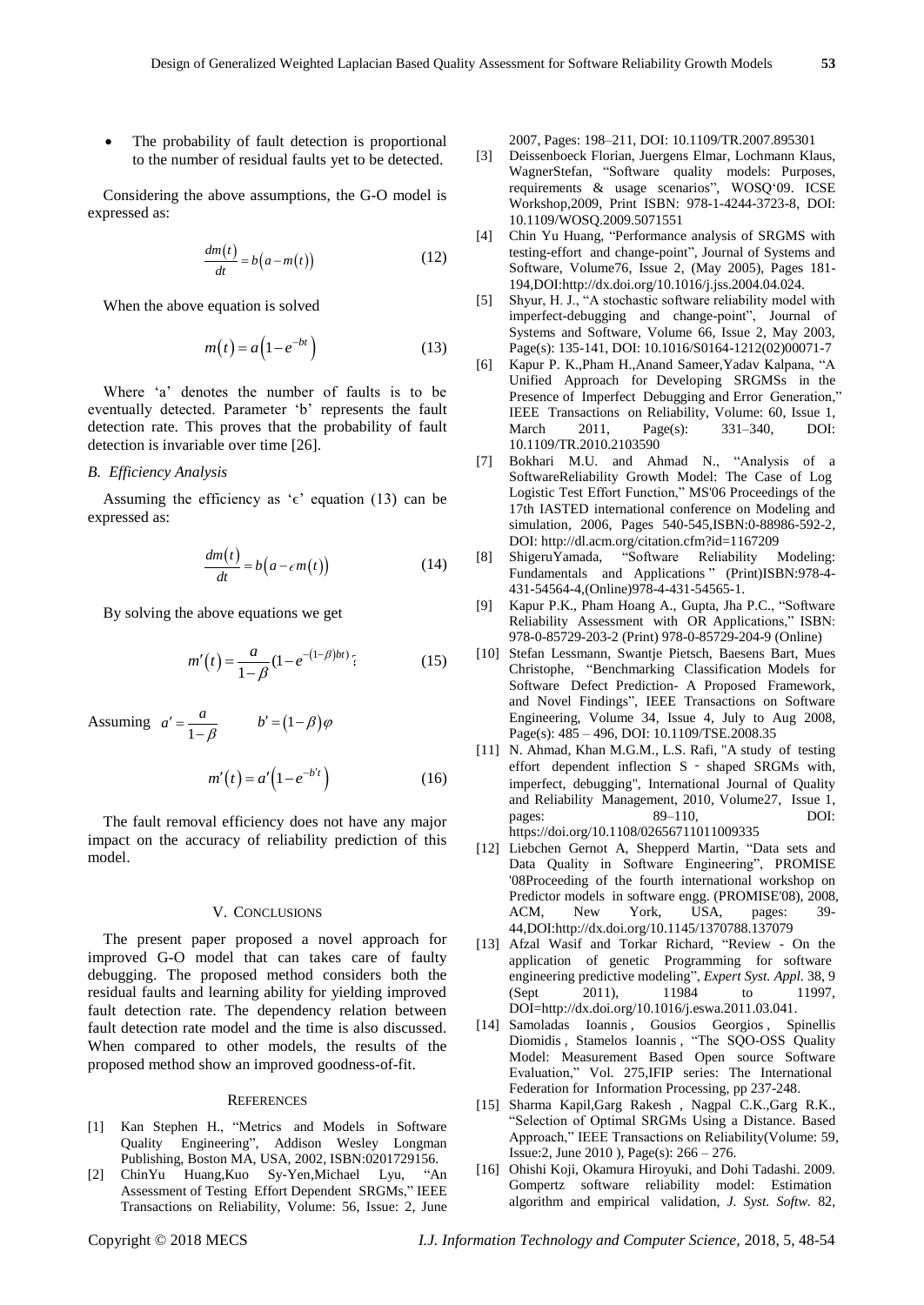- The probability of fault detection is proportional to the number of residual faults yet to be detected.

Considering the above assumptions, the G-O model is expressed as:

$$\frac{dm(t)}{dt} = b\left(a - m(t)\right) \tag{12}$$

When the above equation is solved

$$m(t) = a\left(1 - e^{-bt}\right) \tag{13}$$

Where 'a' denotes the number of faults is to be eventually detected. Parameter 'b' represents the fault detection rate. This proves that the probability of fault detection is invariable over time [26].

### *B. Efficiency Analysis*

Assuming the efficiency as '$\epsilon$' equation (13) can be expressed as:

$$\frac{dm(t)}{dt} = b\left(a - \epsilon m(t)\right) \tag{14}$$

By solving the above equations we get

$$m'(t) = \frac{a}{1-\beta}(1 - e^{-(1-\beta)bt}) \tag{15}$$

Assuming $a' = \frac{a}{1-\beta}$ $\quad b' = (1-\beta)\varphi$

$$m'(t) = a'\left(1 - e^{-b't}\right) \tag{16}$$

The fault removal efficiency does not have any major impact on the accuracy of reliability prediction of this model.

## V. Conclusions

The present paper proposed a novel approach for improved G-O model that can takes care of faulty debugging. The proposed method considers both the residual faults and learning ability for yielding improved fault detection rate. The dependency relation between fault detection rate model and the time is also discussed. When compared to other models, the results of the proposed method show an improved goodness-of-fit.

## References

[1] Kan Stephen H., "Metrics and Models in Software Quality Engineering", Addison Wesley Longman Publishing, Boston MA, USA, 2002, ISBN:0201729156.

[2] ChinYu Huang,Kuo Sy-Yen,Michael Lyu, "An Assessment of Testing Effort Dependent SRGMs," IEEE Transactions on Reliability, Volume: 56, Issue: 2, June 2007, Pages: 198–211, DOI: 10.1109/TR.2007.895301

[3] Deissenboeck Florian, Juergens Elmar, Lochmann Klaus, WagnerStefan, "Software quality models: Purposes, requirements & usage scenarios", WOSQ'09. ICSE Workshop,2009, Print ISBN: 978-1-4244-3723-8, DOI: 10.1109/WOSQ.2009.5071551

[4] Chin Yu Huang, "Performance analysis of SRGMS with testing-effort and change-point", Journal of Systems and Software, Volume76, Issue 2, (May 2005), Pages 181-194,DOI:http://dx.doi.org/10.1016/j.jss.2004.04.024.

[5] Shyur, H. J., "A stochastic software reliability model with imperfect-debugging and change-point", Journal of Systems and Software, Volume 66, Issue 2, May 2003, Page(s): 135-141, DOI: 10.1016/S0164-1212(02)00071-7

[6] Kapur P. K.,Pham H.,Anand Sameer,Yadav Kalpana, "A Unified Approach for Developing SRGMSs in the Presence of Imperfect Debugging and Error Generation," IEEE Transactions on Reliability, Volume: 60, Issue 1, March 2011, Page(s): 331–340, DOI: 10.1109/TR.2010.2103590

[7] Bokhari M.U. and Ahmad N., "Analysis of a SoftwareReliability Growth Model: The Case of Log Logistic Test Effort Function," MS'06 Proceedings of the 17th IASTED international conference on Modeling and simulation, 2006, Pages 540-545,ISBN:0-88986-592-2, DOI: http://dl.acm.org/citation.cfm?id=1167209

[8] ShigeruYamada, "Software Reliability Modeling: Fundamentals and Applications " (Print)ISBN:978-4-431-54564-4,(Online)978-4-431-54565-1.

[9] Kapur P.K., Pham Hoang A., Gupta, Jha P.C., "Software Reliability Assessment with OR Applications," ISBN: 978-0-85729-203-2 (Print) 978-0-85729-204-9 (Online)

[10] Stefan Lessmann, Swantje Pietsch, Baesens Bart, Mues Christophe, "Benchmarking Classification Models for Software Defect Prediction- A Proposed Framework, and Novel Findings", IEEE Transactions on Software Engineering, Volume 34, Issue 4, July to Aug 2008, Page(s): 485 – 496, DOI: 10.1109/TSE.2008.35

[11] N. Ahmad, Khan M.G.M., L.S. Rafi, "A study of testing effort dependent inflection S - shaped SRGMs with, imperfect, debugging", International Journal of Quality and Reliability Management, 2010, Volume27, Issue 1, pages: 89–110, DOI: https://doi.org/10.1108/02656711011009335

[12] Liebchen Gernot A, Shepperd Martin, "Data sets and Data Quality in Software Engineering", PROMISE '08Proceeding of the fourth international workshop on Predictor models in software engg. (PROMISE'08), 2008, ACM, New York, USA, pages: 39-44,DOI:http://dx.doi.org/10.1145/1370788.137079

[13] Afzal Wasif and Torkar Richard, "Review - On the application of genetic Programming for software engineering predictive modeling", *Expert Syst. Appl.* 38, 9 (Sept 2011), 11984 to 11997, DOI=http://dx.doi.org/10.1016/j.eswa.2011.03.041.

[14] Samoladas Ioannis , Gousios Georgios , Spinellis Diomidis , Stamelos Ioannis , "The SQO-OSS Quality Model: Measurement Based Open source Software Evaluation," Vol. 275,IFIP series: The International Federation for Information Processing, pp 237-248.

[15] Sharma Kapil,Garg Rakesh , Nagpal C.K.,Garg R.K., "Selection of Optimal SRGMs Using a Distance. Based Approach," IEEE Transactions on Reliability(Volume: 59, Issue:2, June 2010 ), Page(s): 266 – 276.

[16] Ohishi Koji, Okamura Hiroyuki, and Dohi Tadashi. 2009. Gompertz software reliability model: Estimation algorithm and empirical validation, *J. Syst. Softw.* 82,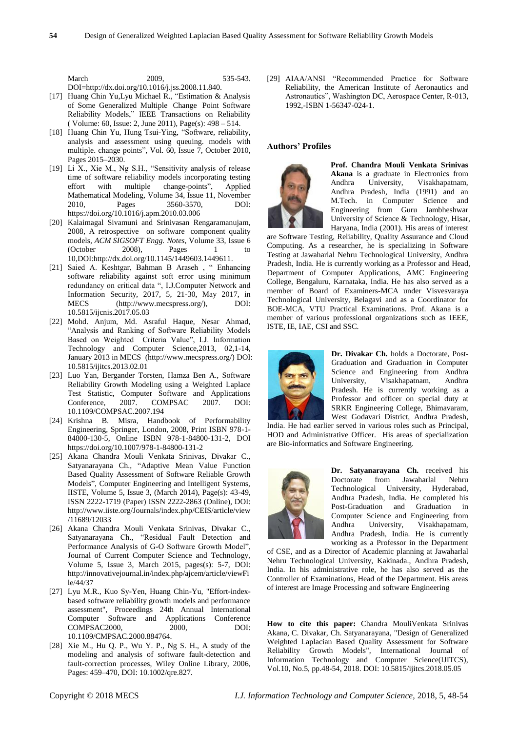March 2009, 535-543. DOI=http://dx.doi.org/10.1016/j.jss.2008.11.840.

[17] Huang Chin Yu,Lyu Michael R., "Estimation & Analysis of Some Generalized Multiple Change Point Software Reliability Models," IEEE Transactions on Reliability ( Volume: 60, Issue: 2, June 2011), Page(s): 498 – 514.

[18] Huang Chin Yu, Hung Tsui-Ying, "Software, reliability, analysis and assessment using queuing. models with multiple. change points", Vol. 60, Issue 7, October 2010, Pages 2015–2030.

[19] Li X., Xie M., Ng S.H., "Sensitivity analysis of release time of software reliability models incorporating testing effort with multiple change-points", Applied Mathematical Modeling, Volume 34, Issue 11, November 2010, Pages 3560-3570, DOI: https://doi.org/10.1016/j.apm.2010.03.006

[20] Kalaimagal Sivamuni and Srinivasan Rengaramanujam, 2008, A retrospective on software component quality models, *ACM SIGSOFT Engg. Notes*, Volume 33, Issue 6 (October 2008), Pages 1 to 10,DOI:http://dx.doi.org/10.1145/1449603.1449611.

[21] Saied A. Keshtgar, Bahman B Araseh , " Enhancing software reliability against soft error using minimum redundancy on critical data ", I.J.Computer Network and Information Security, 2017, 5, 21-30, May 2017, in MECS (http://www.mecspress.org/), DOI: 10.5815/ijcnis.2017.05.03

[22] Mohd. Anjum, Md. Asraful Haque, Nesar Ahmad, "Analysis and Ranking of Software Reliability Models Based on Weighted Criteria Value", I.J. Information Technology and Computer Science,2013, 02,1-14, January 2013 in MECS (http://www.mecspress.org/) DOI: 10.5815/ijitcs.2013.02.01

[23] Luo Yan, Bergander Torsten, Hamza Ben A., Software Reliability Growth Modeling using a Weighted Laplace Test Statistic, Computer Software and Applications Conference, 2007. COMPSAC 2007. DOI: 10.1109/COMPSAC.2007.194

[24] Krishna B. Misra, Handbook of Performability Engineering, Springer, London, 2008, Print ISBN 978-1-84800-130-5, Online ISBN 978-1-84800-131-2, DOI https://doi.org/10.1007/978-1-84800-131-2

[25] Akana Chandra Mouli Venkata Srinivas, Divakar C., Satyanarayana Ch., "Adaptive Mean Value Function Based Quality Assessment of Software Reliable Growth Models", Computer Engineering and Intelligent Systems, IISTE, Volume 5, Issue 3, (March 2014), Page(s): 43-49, ISSN 2222-1719 (Paper) ISSN 2222-2863 (Online), DOI: http://www.iiste.org/Journals/index.php/CEIS/article/view/11689/12033

[26] Akana Chandra Mouli Venkata Srinivas, Divakar C., Satyanarayana Ch., "Residual Fault Detection and Performance Analysis of G-O Software Growth Model", Journal of Current Computer Science and Technology, Volume 5, Issue 3, March 2015, pages(s): 5-7, DOI: http://innovativejournal.in/index.php/ajcem/article/viewFile/44/37

[27] Lyu M.R., Kuo Sy-Yen, Huang Chin-Yu, "Effort-index-based software reliability growth models and performance assessment", Proceedings 24th Annual International Computer Software and Applications Conference COMPSAC2000, 2000, DOI: 10.1109/CMPSAC.2000.884764.

[28] Xie M., Hu Q. P., Wu Y. P., Ng S. H., A study of the modeling and analysis of software fault-detection and fault-correction processes, Wiley Online Library, 2006, Pages: 459–470, DOI: 10.1002/qre.827.

[29] AIAA/ANSI "Recommended Practice for Software Reliability, the American Institute of Aeronautics and Astronautics", Washington DC, Aerospace Center, R-013, 1992,-ISBN 1-56347-024-1.

## Authors' Profiles

**Prof. Chandra Mouli Venkata Srinivas Akana** is a graduate in Electronics from Andhra University, Visakhapatnam, Andhra Pradesh, India (1991) and an M.Tech. in Computer Science and Engineering from Guru Jambheshwar University of Science & Technology, Hisar, Haryana, India (2001). His areas of interest are Software Testing, Reliability, Quality Assurance and Cloud Computing. As a researcher, he is specializing in Software Testing at Jawaharlal Nehru Technological University, Andhra Pradesh, India. He is currently working as a Professor and Head, Department of Computer Applications, AMC Engineering College, Bengaluru, Karnataka, India. He has also served as a member of Board of Examiners-MCA under Visvesvaraya Technological University, Belagavi and as a Coordinator for BOE-MCA, VTU Practical Examinations. Prof. Akana is a member of various professional organizations such as IEEE, ISTE, IE, IAE, CSI and SSC.

**Dr. Divakar Ch.** holds a Doctorate, Post-Graduation and Graduation in Computer Science and Engineering from Andhra University, Visakhapatnam, Andhra Pradesh. He is currently working as a Professor and officer on special duty at SRKR Engineering College, Bhimavaram, West Godavari District, Andhra Pradesh, India. He had earlier served in various roles such as Principal, HOD and Administrative Officer. His areas of specialization are Bio-informatics and Software Engineering.

**Dr. Satyanarayana Ch.** received his Doctorate from Jawaharlal Nehru Technological University, Hyderabad, Andhra Pradesh, India. He completed his Post-Graduation and Graduation in Computer Science and Engineering from Andhra University, Visakhapatnam, Andhra Pradesh, India. He is currently working as a Professor in the Department of CSE, and as a Director of Academic planning at Jawaharlal Nehru Technological University, Kakinada., Andhra Pradesh, India. In his administrative role, he has also served as the Controller of Examinations, Head of the Department. His areas of interest are Image Processing and software Engineering

**How to cite this paper:** Chandra MouliVenkata Srinivas Akana, C. Divakar, Ch. Satyanarayana, "Design of Generalized Weighted Laplacian Based Quality Assessment for Software Reliability Growth Models", International Journal of Information Technology and Computer Science(IJITCS), Vol.10, No.5, pp.48-54, 2018. DOI: 10.5815/ijitcs.2018.05.05